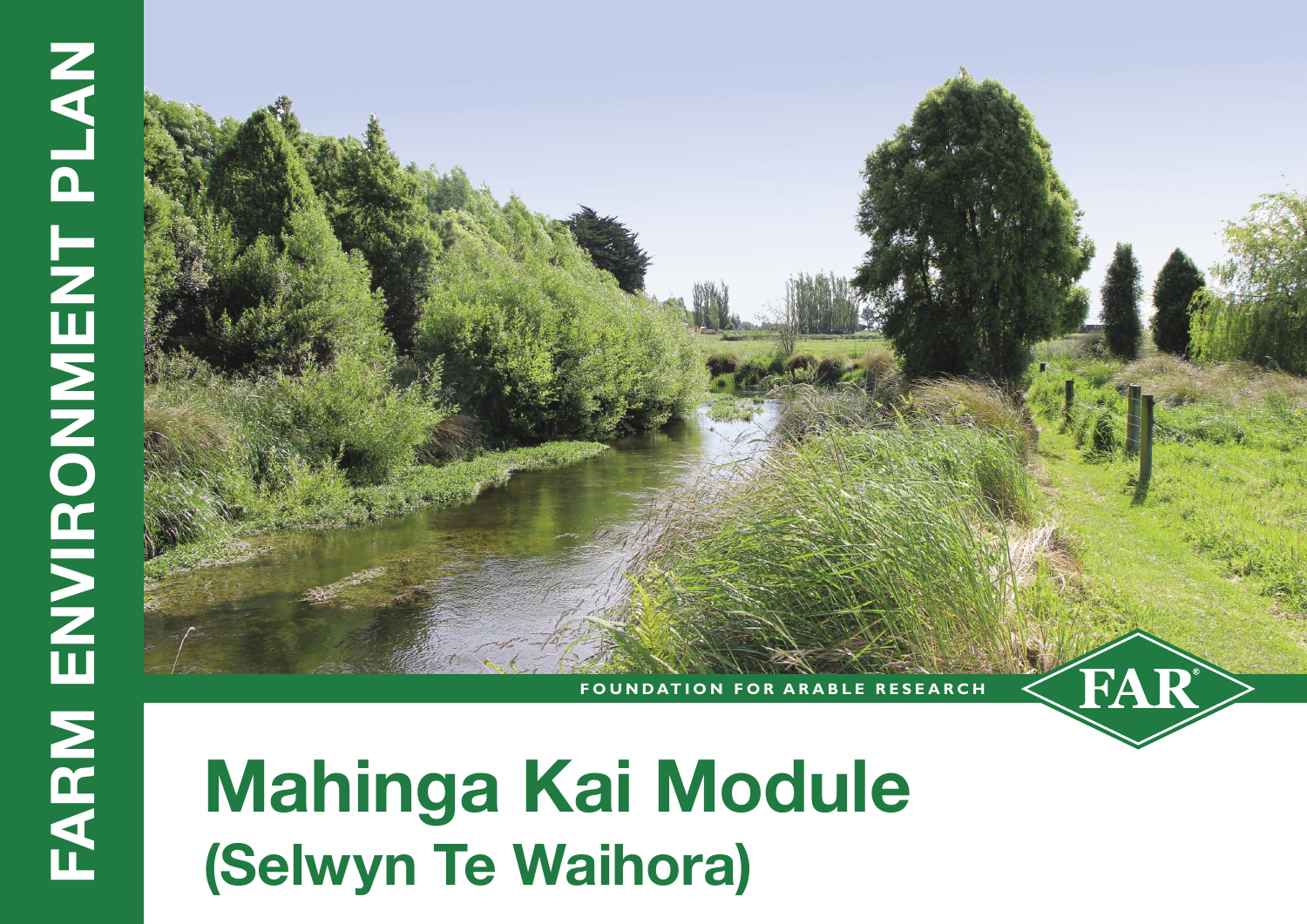FARM ENVIRONMENT PLAN

FOUNDATION FOR ARABLE RESEARCH

FAR®

# Mahinga Kai Module

## (Selwyn Te Waihora)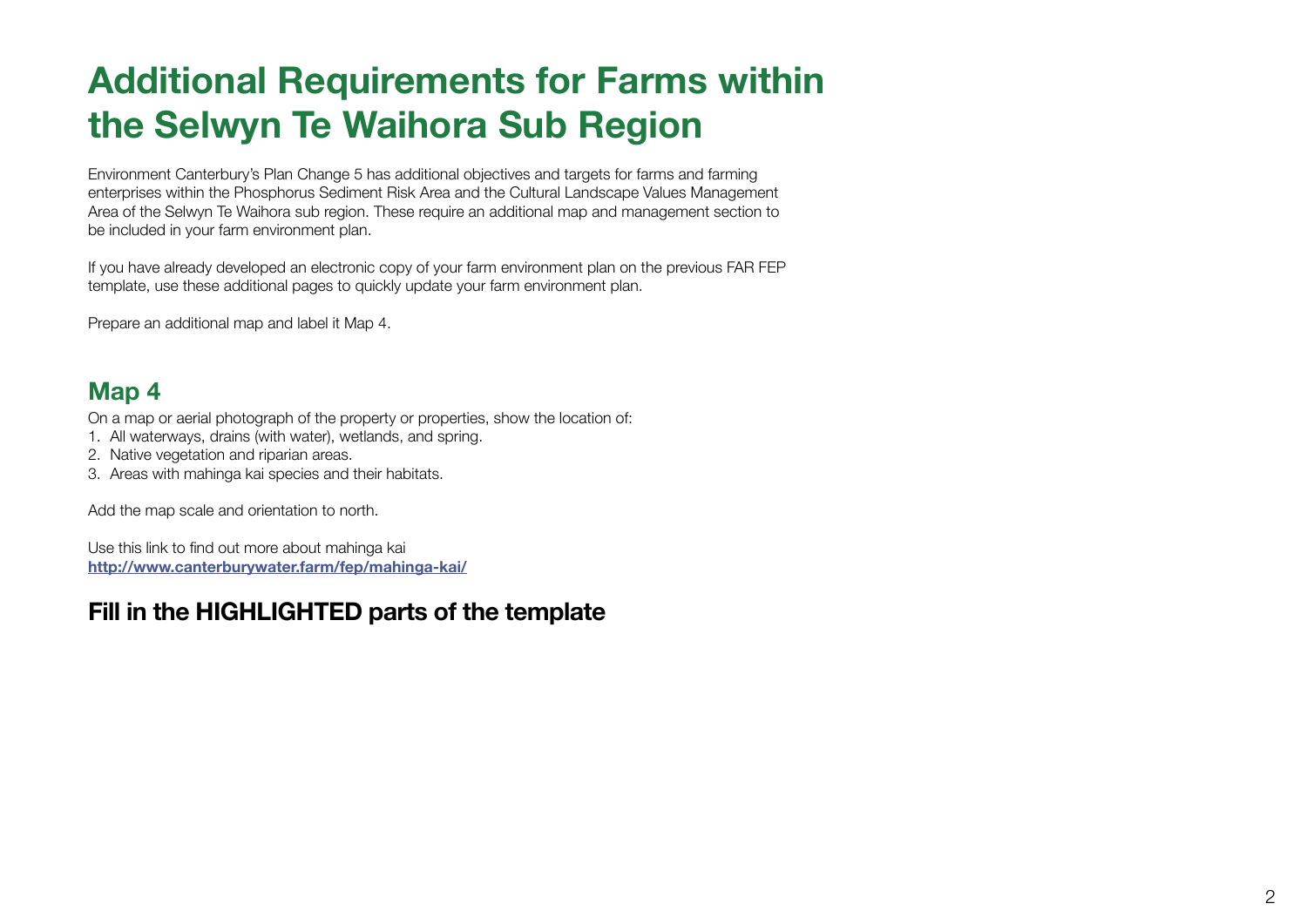# Additional Requirements for Farms within the Selwyn Te Waihora Sub Region

Environment Canterbury's Plan Change 5 has additional objectives and targets for farms and farming enterprises within the Phosphorus Sediment Risk Area and the Cultural Landscape Values Management Area of the Selwyn Te Waihora sub region. These require an additional map and management section to be included in your farm environment plan.

If you have already developed an electronic copy of your farm environment plan on the previous FAR FEP template, use these additional pages to quickly update your farm environment plan.

Prepare an additional map and label it Map 4.

## Map 4

On a map or aerial photograph of the property or properties, show the location of:

1. All waterways, drains (with water), wetlands, and spring.
2. Native vegetation and riparian areas.
3. Areas with mahinga kai species and their habitats.

Add the map scale and orientation to north.

Use this link to find out more about mahinga kai
**http://www.canterburywater.farm/fep/mahinga-kai/**

## Fill in the HIGHLIGHTED parts of the template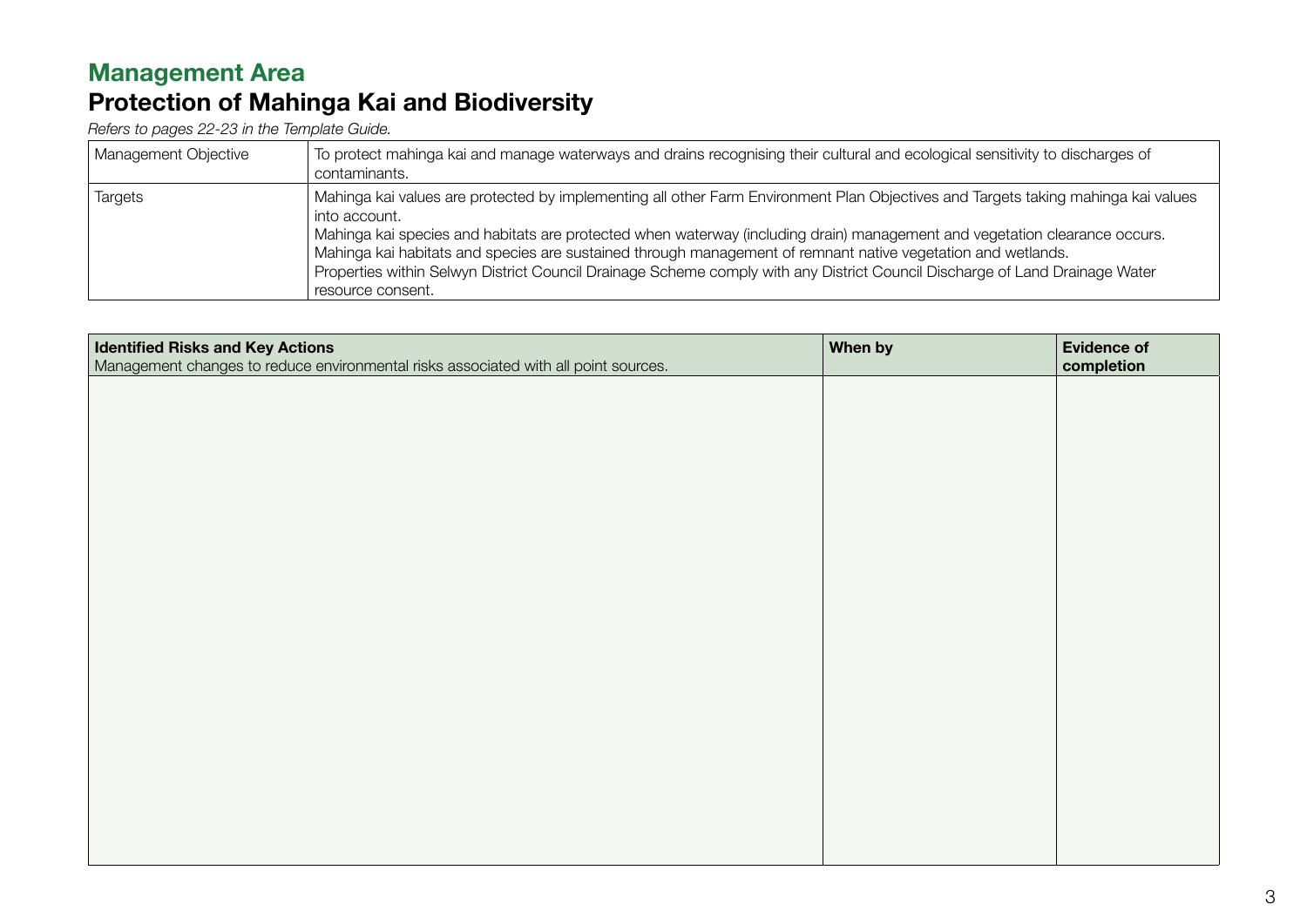## Management Area

# Protection of Mahinga Kai and Biodiversity

*Refers to pages 22-23 in the Template Guide.*

| | |
|---|---|
| Management Objective | To protect mahinga kai and manage waterways and drains recognising their cultural and ecological sensitivity to discharges of contaminants. |
| Targets | Mahinga kai values are protected by implementing all other Farm Environment Plan Objectives and Targets taking mahinga kai values into account.<br>Mahinga kai species and habitats are protected when waterway (including drain) management and vegetation clearance occurs.<br>Mahinga kai habitats and species are sustained through management of remnant native vegetation and wetlands.<br>Properties within Selwyn District Council Drainage Scheme comply with any District Council Discharge of Land Drainage Water resource consent. |

| **Identified Risks and Key Actions**<br>Management changes to reduce environmental risks associated with all point sources. | **When by** | **Evidence of completion** |
|---|---|---|
| | | |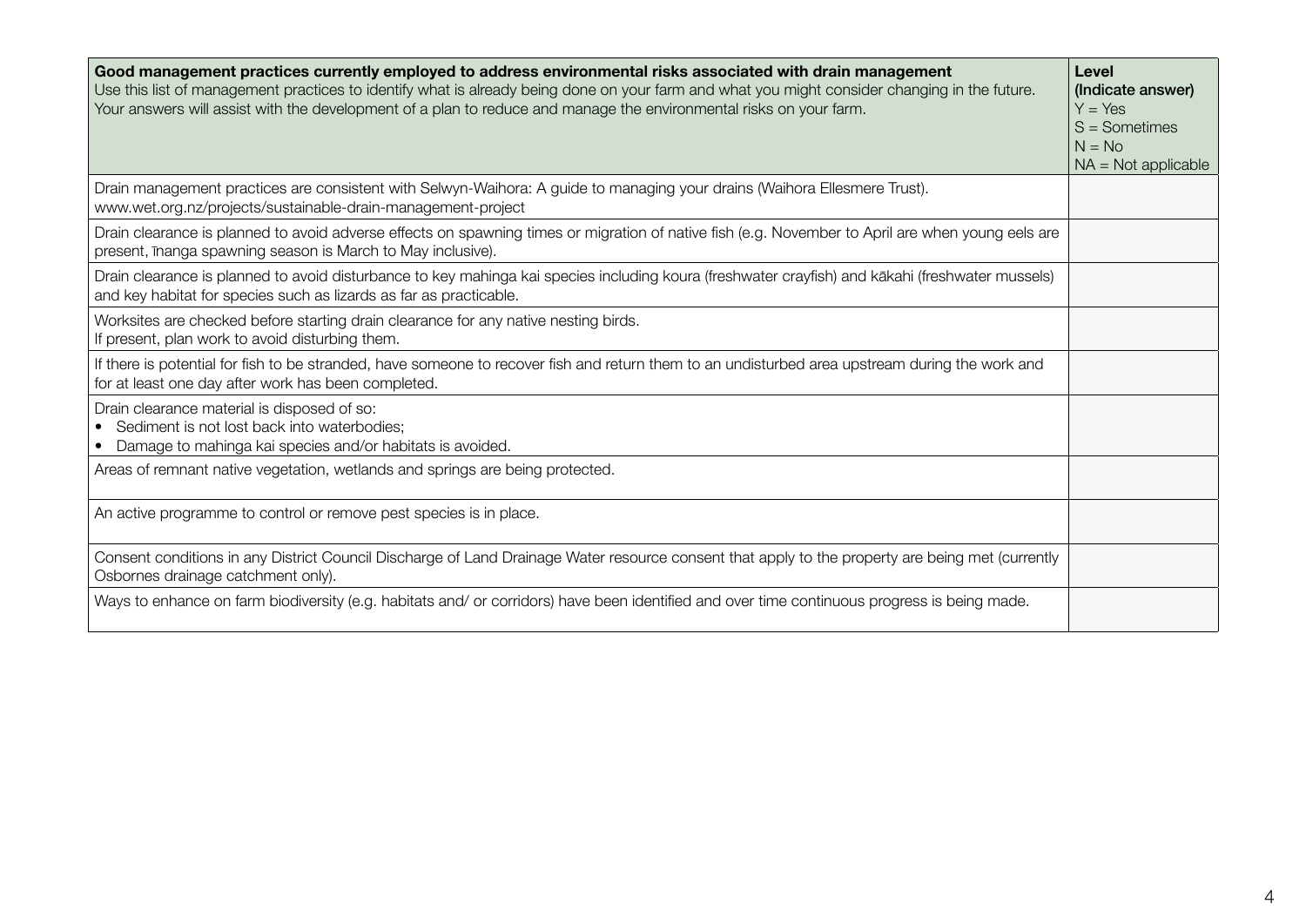| **Good management practices currently employed to address environmental risks associated with drain management**<br>Use this list of management practices to identify what is already being done on your farm and what you might consider changing in the future. Your answers will assist with the development of a plan to reduce and manage the environmental risks on your farm. | **Level (Indicate answer)**<br>Y = Yes<br>S = Sometimes<br>N = No<br>NA = Not applicable |
|---|---|
| Drain management practices are consistent with Selwyn-Waihora: A guide to managing your drains (Waihora Ellesmere Trust). www.wet.org.nz/projects/sustainable-drain-management-project | |
| Drain clearance is planned to avoid adverse effects on spawning times or migration of native fish (e.g. November to April are when young eels are present, īnanga spawning season is March to May inclusive). | |
| Drain clearance is planned to avoid disturbance to key mahinga kai species including koura (freshwater crayfish) and kākahi (freshwater mussels) and key habitat for species such as lizards as far as practicable. | |
| Worksites are checked before starting drain clearance for any native nesting birds.<br>If present, plan work to avoid disturbing them. | |
| If there is potential for fish to be stranded, have someone to recover fish and return them to an undisturbed area upstream during the work and for at least one day after work has been completed. | |
| Drain clearance material is disposed of so:<br>• Sediment is not lost back into waterbodies;<br>• Damage to mahinga kai species and/or habitats is avoided. | |
| Areas of remnant native vegetation, wetlands and springs are being protected. | |
| An active programme to control or remove pest species is in place. | |
| Consent conditions in any District Council Discharge of Land Drainage Water resource consent that apply to the property are being met (currently Osbornes drainage catchment only). | |
| Ways to enhance on farm biodiversity (e.g. habitats and/ or corridors) have been identified and over time continuous progress is being made. | |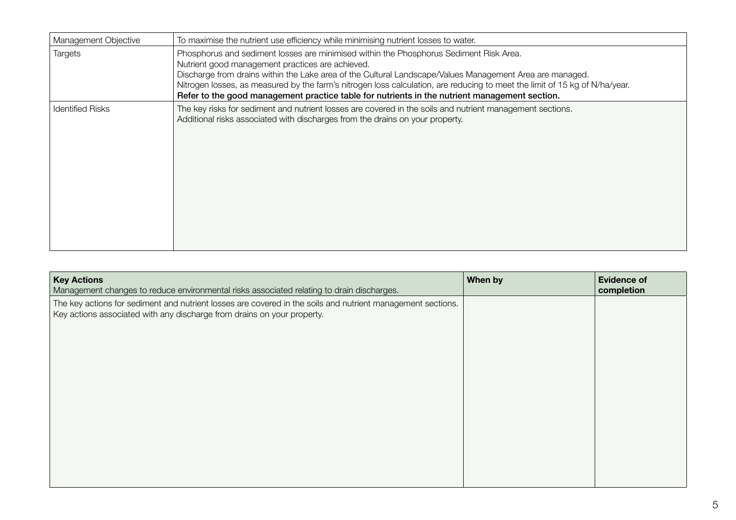| Management Objective | To maximise the nutrient use efficiency while minimising nutrient losses to water. |
|---|---|
| Targets | Phosphorus and sediment losses are minimised within the Phosphorus Sediment Risk Area.<br>Nutrient good management practices are achieved.<br>Discharge from drains within the Lake area of the Cultural Landscape/Values Management Area are managed.<br>Nitrogen losses, as measured by the farm's nitrogen loss calculation, are reducing to meet the limit of 15 kg of N/ha/year.<br>**Refer to the good management practice table for nutrients in the nutrient management section.** |
| Identified Risks | The key risks for sediment and nutrient losses are covered in the soils and nutrient management sections.<br>Additional risks associated with discharges from the drains on your property. |

| **Key Actions**<br>Management changes to reduce environmental risks associated relating to drain discharges. | **When by** | **Evidence of completion** |
|---|---|---|
| The key actions for sediment and nutrient losses are covered in the soils and nutrient management sections.<br>Key actions associated with any discharge from drains on your property. | | |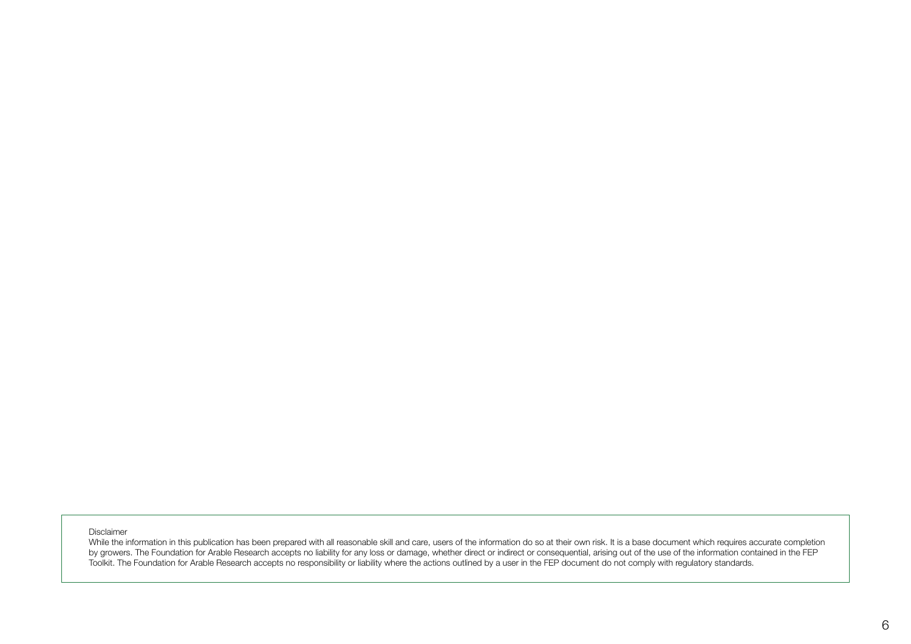Disclaimer

While the information in this publication has been prepared with all reasonable skill and care, users of the information do so at their own risk. It is a base document which requires accurate completion by growers. The Foundation for Arable Research accepts no liability for any loss or damage, whether direct or indirect or consequential, arising out of the use of the information contained in the FEP Toolkit. The Foundation for Arable Research accepts no responsibility or liability where the actions outlined by a user in the FEP document do not comply with regulatory standards.